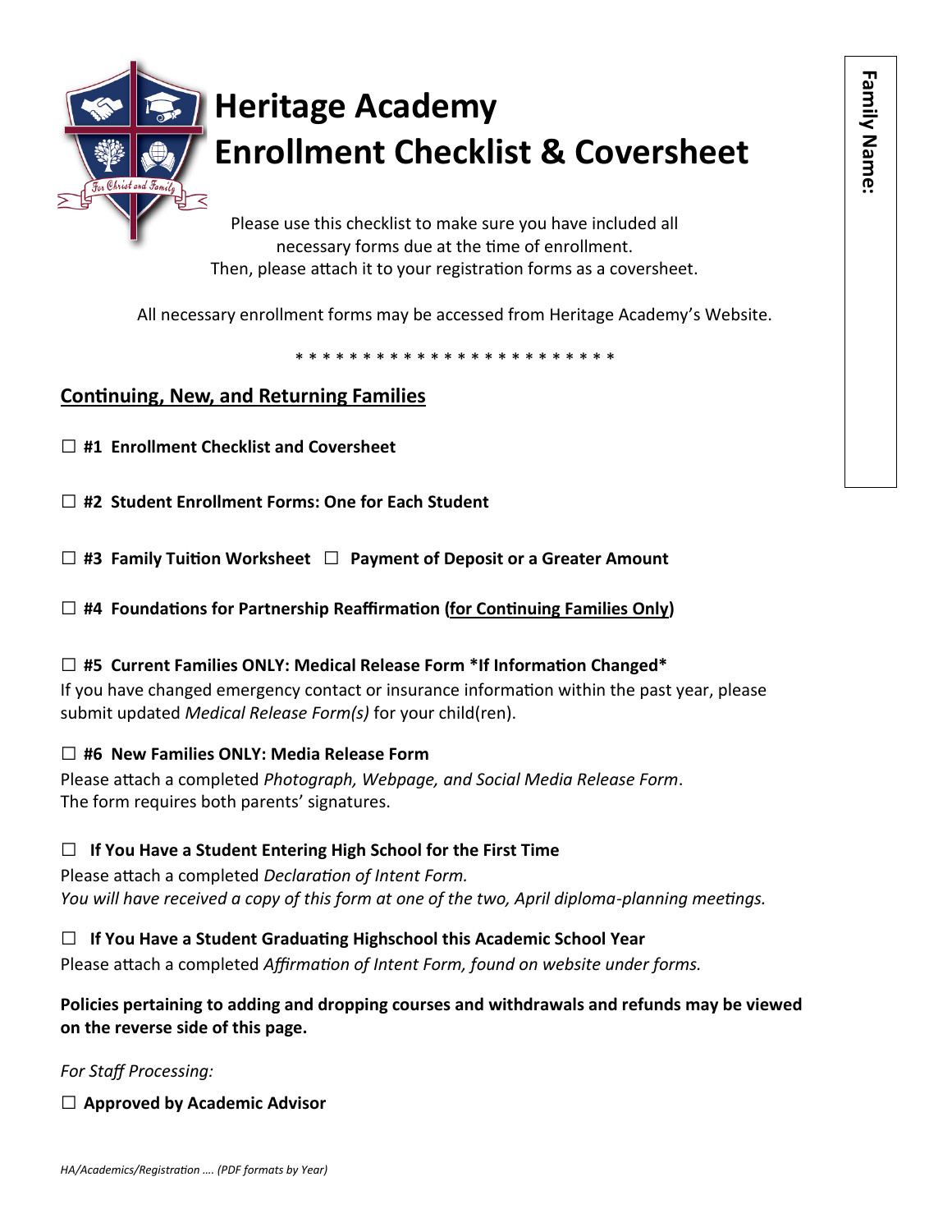# Heritage Academy
# Enrollment Checklist & Coversheet

**Family Name:**

Please use this checklist to make sure you have included all necessary forms due at the time of enrollment. Then, please attach it to your registration forms as a coversheet.

All necessary enrollment forms may be accessed from Heritage Academy's Website.

\* \* \* \* \* \* \* \* \* \* \* \* \* \* \* \* \* \* \* \* \* \* \* \*

## Continuing, New, and Returning Families

☐ **#1 Enrollment Checklist and Coversheet**

☐ **#2 Student Enrollment Forms: One for Each Student**

☐ **#3 Family Tuition Worksheet** ☐ **Payment of Deposit or a Greater Amount**

☐ **#4 Foundations for Partnership Reaffirmation (for Continuing Families Only)**

☐ **#5 Current Families ONLY: Medical Release Form \*If Information Changed\***
If you have changed emergency contact or insurance information within the past year, please submit updated *Medical Release Form(s)* for your child(ren).

☐ **#6 New Families ONLY: Media Release Form**
Please attach a completed *Photograph, Webpage, and Social Media Release Form*.
The form requires both parents' signatures.

☐ **If You Have a Student Entering High School for the First Time**
Please attach a completed *Declaration of Intent Form.*
*You will have received a copy of this form at one of the two, April diploma-planning meetings.*

☐ **If You Have a Student Graduating Highschool this Academic School Year**
Please attach a completed *Affirmation of Intent Form, found on website under forms.*

**Policies pertaining to adding and dropping courses and withdrawals and refunds may be viewed on the reverse side of this page.**

*For Staff Processing:*

☐ **Approved by Academic Advisor**

*HA/Academics/Registration …. (PDF formats by Year)*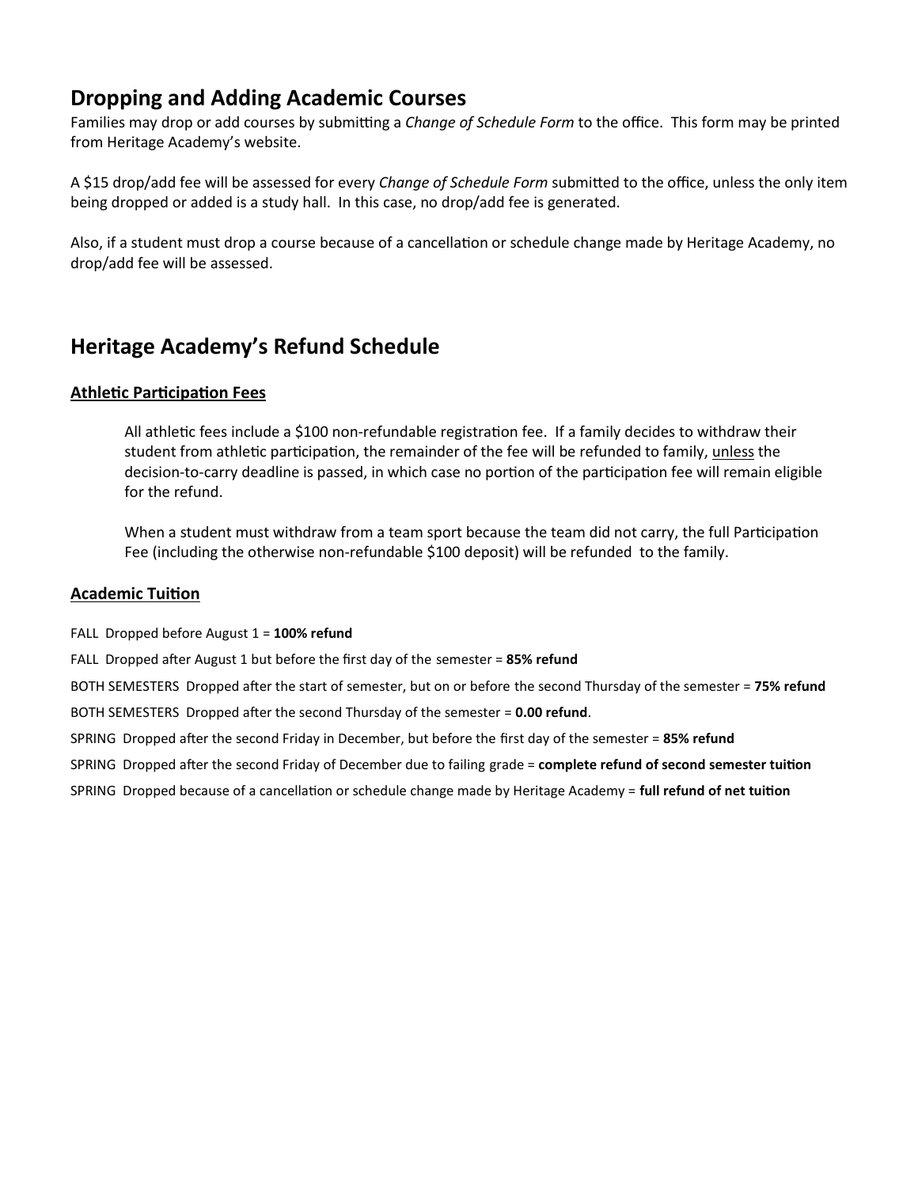## Dropping and Adding Academic Courses

Families may drop or add courses by submitting a *Change of Schedule Form* to the office. This form may be printed from Heritage Academy's website.

A $15 drop/add fee will be assessed for every *Change of Schedule Form* submitted to the office, unless the only item being dropped or added is a study hall. In this case, no drop/add fee is generated.

Also, if a student must drop a course because of a cancellation or schedule change made by Heritage Academy, no drop/add fee will be assessed.

## Heritage Academy's Refund Schedule

### Athletic Participation Fees

All athletic fees include a $100 non-refundable registration fee. If a family decides to withdraw their student from athletic participation, the remainder of the fee will be refunded to family, unless the decision-to-carry deadline is passed, in which case no portion of the participation fee will remain eligible for the refund.

When a student must withdraw from a team sport because the team did not carry, the full Participation Fee (including the otherwise non-refundable $100 deposit) will be refunded to the family.

### Academic Tuition

FALL Dropped before August 1 = **100% refund**

FALL Dropped after August 1 but before the first day of the semester = **85% refund**

BOTH SEMESTERS Dropped after the start of semester, but on or before the second Thursday of the semester = **75% refund**

BOTH SEMESTERS Dropped after the second Thursday of the semester = **0.00 refund**.

SPRING Dropped after the second Friday in December, but before the first day of the semester = **85% refund**

SPRING Dropped after the second Friday of December due to failing grade = **complete refund of second semester tuition**

SPRING Dropped because of a cancellation or schedule change made by Heritage Academy = **full refund of net tuition**